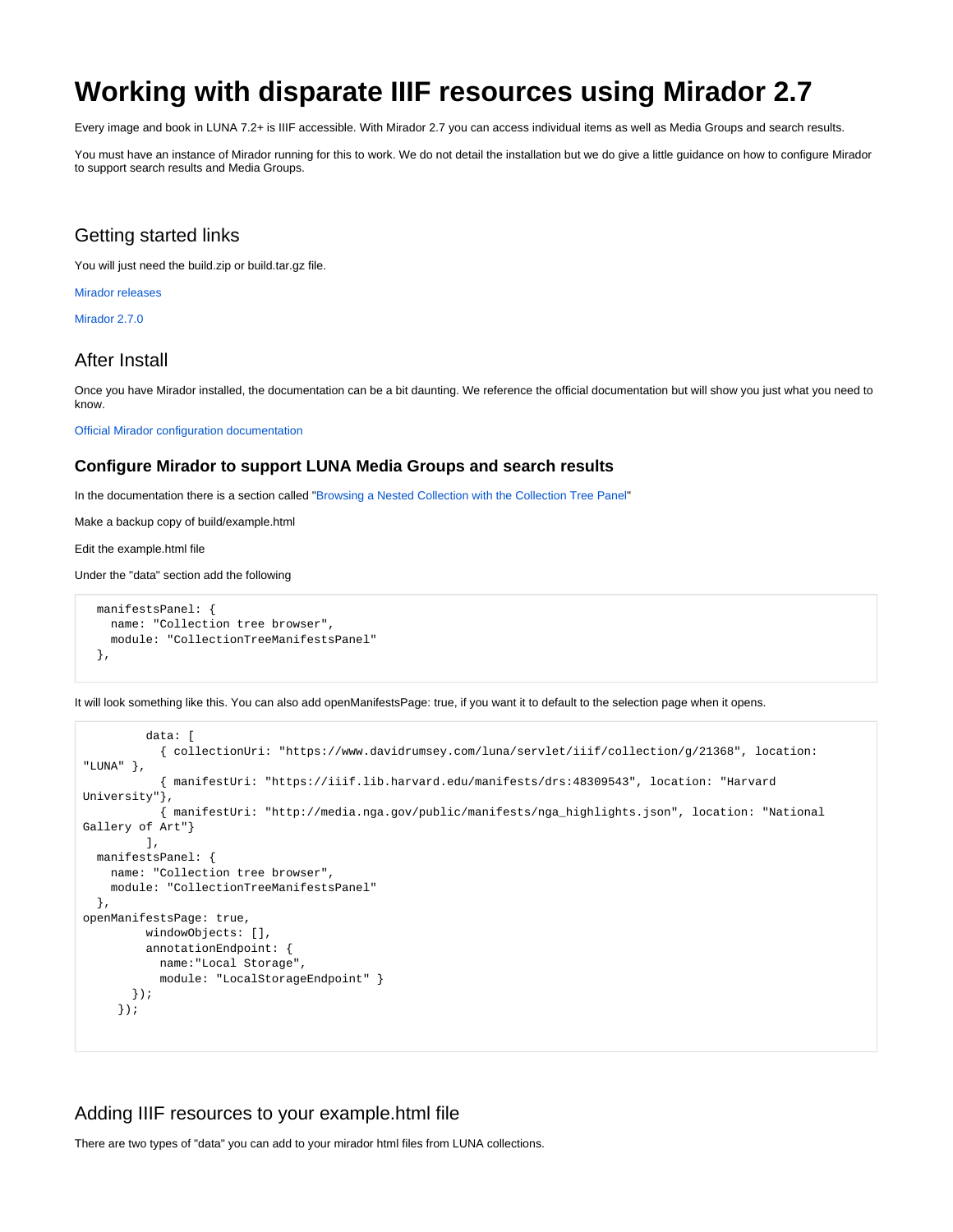# Working with disparate IIIF resources using Mirador 2.7

Every image and book in LUNA 7.2+ is IIIF accessible. With Mirador 2.7 you can access individual items as well as Media Groups and search results.

You must have an instance of Mirador running for this to work. We do not detail the installation but we do give a little guidance on how to configure Mirador to support search results and Media Groups.

## Getting started links

You will just need the build.zip or build.tar.gz file.

Mirador releases

Mirador 2.7.0

## After Install

Once you have Mirador installed, the documentation can be a bit daunting. We reference the official documentation but will show you just what you need to know.

Official Mirador configuration documentation

### Configure Mirador to support LUNA Media Groups and search results

In the documentation there is a section called "Browsing a Nested Collection with the Collection Tree Panel"

Make a backup copy of build/example.html

Edit the example.html file

Under the "data" section add the following

```
  manifestsPanel: {
    name: "Collection tree browser",
    module: "CollectionTreeManifestsPanel"
  },
```

It will look something like this. You can also add openManifestsPage: true, if you want it to default to the selection page when it opens.

```
         data: [
           { collectionUri: "https://www.davidrumsey.com/luna/servlet/iiif/collection/g/21368", location: "LUNA" },
           { manifestUri: "https://iiif.lib.harvard.edu/manifests/drs:48309543", location: "Harvard University"},
           { manifestUri: "http://media.nga.gov/public/manifests/nga_highlights.json", location: "National Gallery of Art"}
         ],
  manifestsPanel: {
    name: "Collection tree browser",
    module: "CollectionTreeManifestsPanel"
  },
openManifestsPage: true,
         windowObjects: [],
         annotationEndpoint: {
           name:"Local Storage",
           module: "LocalStorageEndpoint" }
       });
     });
```

## Adding IIIF resources to your example.html file

There are two types of "data" you can add to your mirador html files from LUNA collections.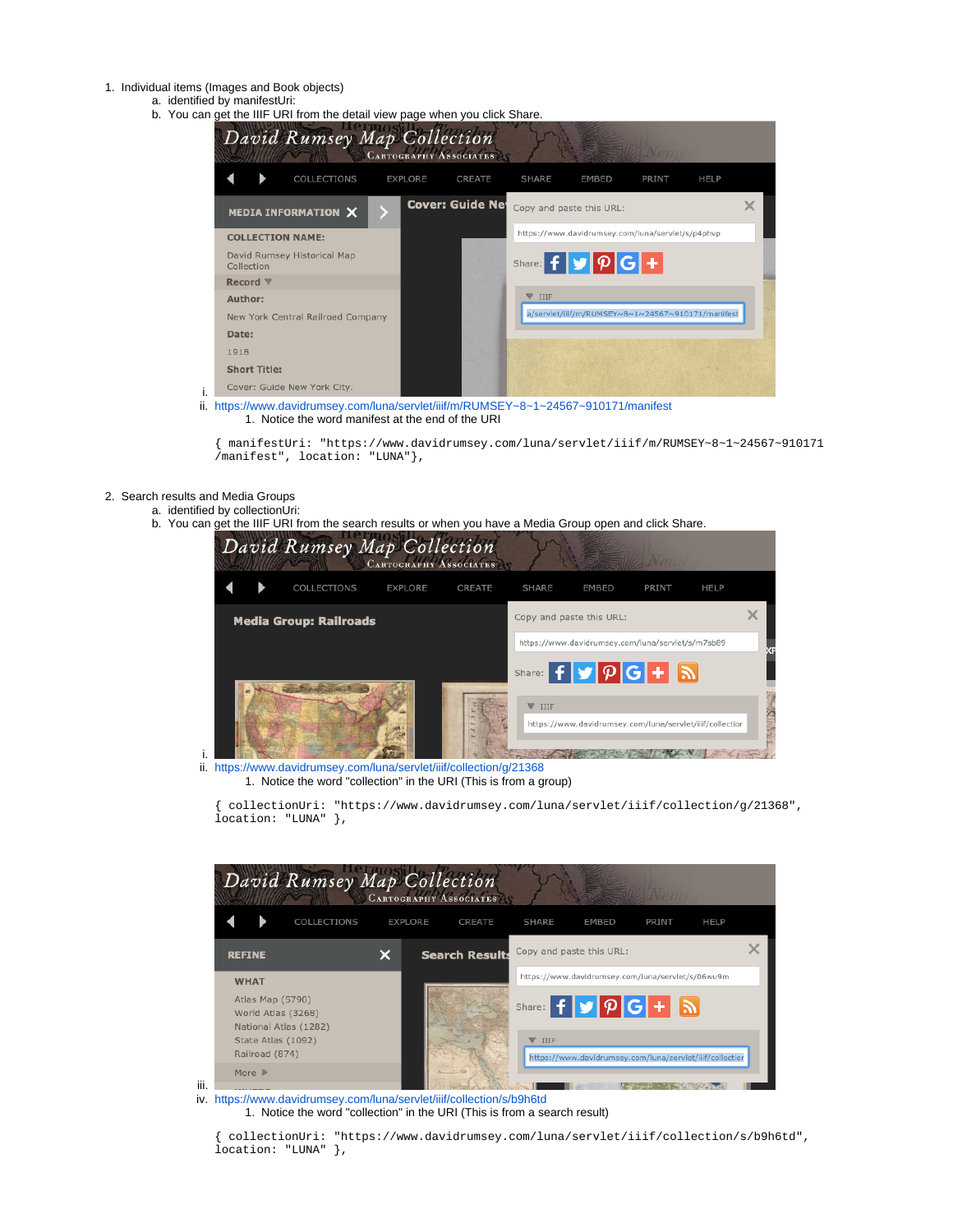1. Individual items (Images and Book objects)
   a. identified by manifestUri:
   b. You can get the IIIF URI from the detail view page when you click Share.
      i.
      ii. https://www.davidrumsey.com/luna/servlet/iiif/m/RUMSEY~8~1~24567~910171/manifest
         1. Notice the word manifest at the end of the URI

```
{ manifestUri: "https://www.davidrumsey.com/luna/servlet/iiif/m/RUMSEY~8~1~24567~910171
/manifest", location: "LUNA"},
```

2. Search results and Media Groups
   a. identified by collectionUri:
   b. You can get the IIIF URI from the search results or when you have a Media Group open and click Share.
      i.
      ii. https://www.davidrumsey.com/luna/servlet/iiif/collection/g/21368
         1. Notice the word "collection" in the URI (This is from a group)

```
{ collectionUri: "https://www.davidrumsey.com/luna/servlet/iiif/collection/g/21368",
location: "LUNA" },
```

      iii.
      iv. https://www.davidrumsey.com/luna/servlet/iiif/collection/s/b9h6td
         1. Notice the word "collection" in the URI (This is from a search result)

```
{ collectionUri: "https://www.davidrumsey.com/luna/servlet/iiif/collection/s/b9h6td",
location: "LUNA" },
```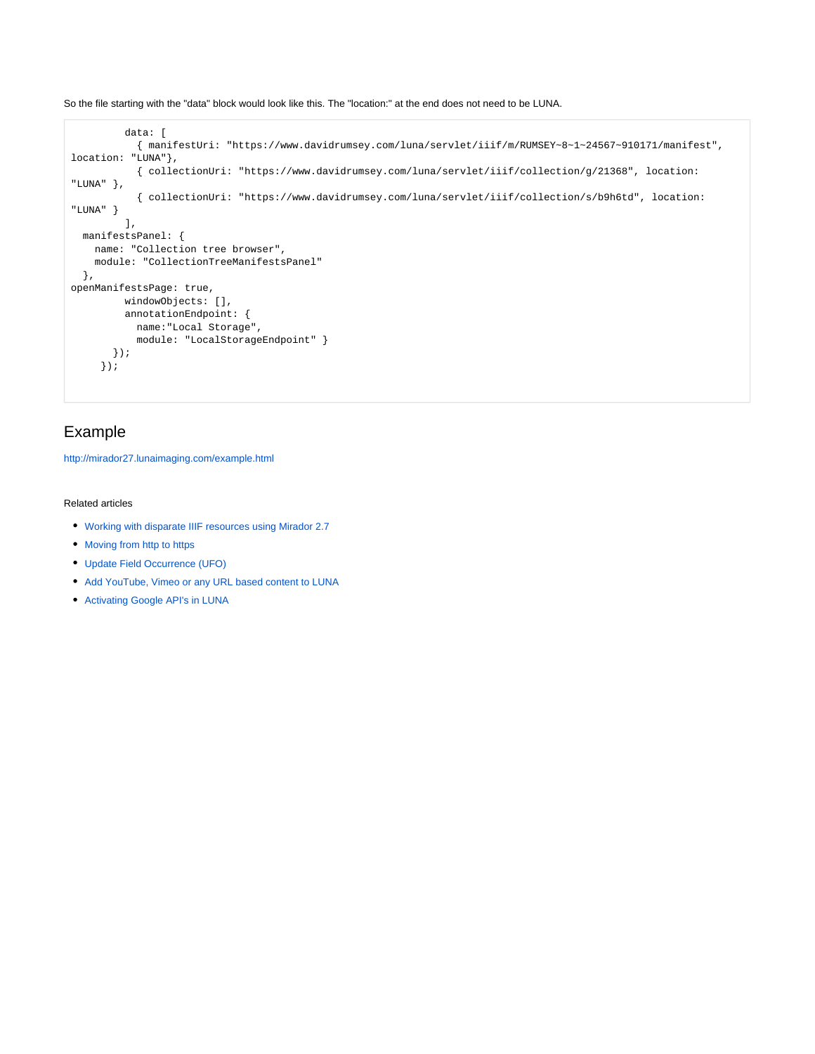So the file starting with the "data" block would look like this. The "location:" at the end does not need to be LUNA.

```
         data: [
           { manifestUri: "https://www.davidrumsey.com/luna/servlet/iiif/m/RUMSEY~8~1~24567~910171/manifest",
location: "LUNA"},
           { collectionUri: "https://www.davidrumsey.com/luna/servlet/iiif/collection/g/21368", location:
"LUNA" },
           { collectionUri: "https://www.davidrumsey.com/luna/servlet/iiif/collection/s/b9h6td", location:
"LUNA" }
         ],
  manifestsPanel: {
    name: "Collection tree browser",
    module: "CollectionTreeManifestsPanel"
  },
openManifestsPage: true,
         windowObjects: [],
         annotationEndpoint: {
           name:"Local Storage",
           module: "LocalStorageEndpoint" }
       });
     });
```

## Example

http://mirador27.lunaimaging.com/example.html

Related articles

- Working with disparate IIIF resources using Mirador 2.7
- Moving from http to https
- Update Field Occurrence (UFO)
- Add YouTube, Vimeo or any URL based content to LUNA
- Activating Google API's in LUNA